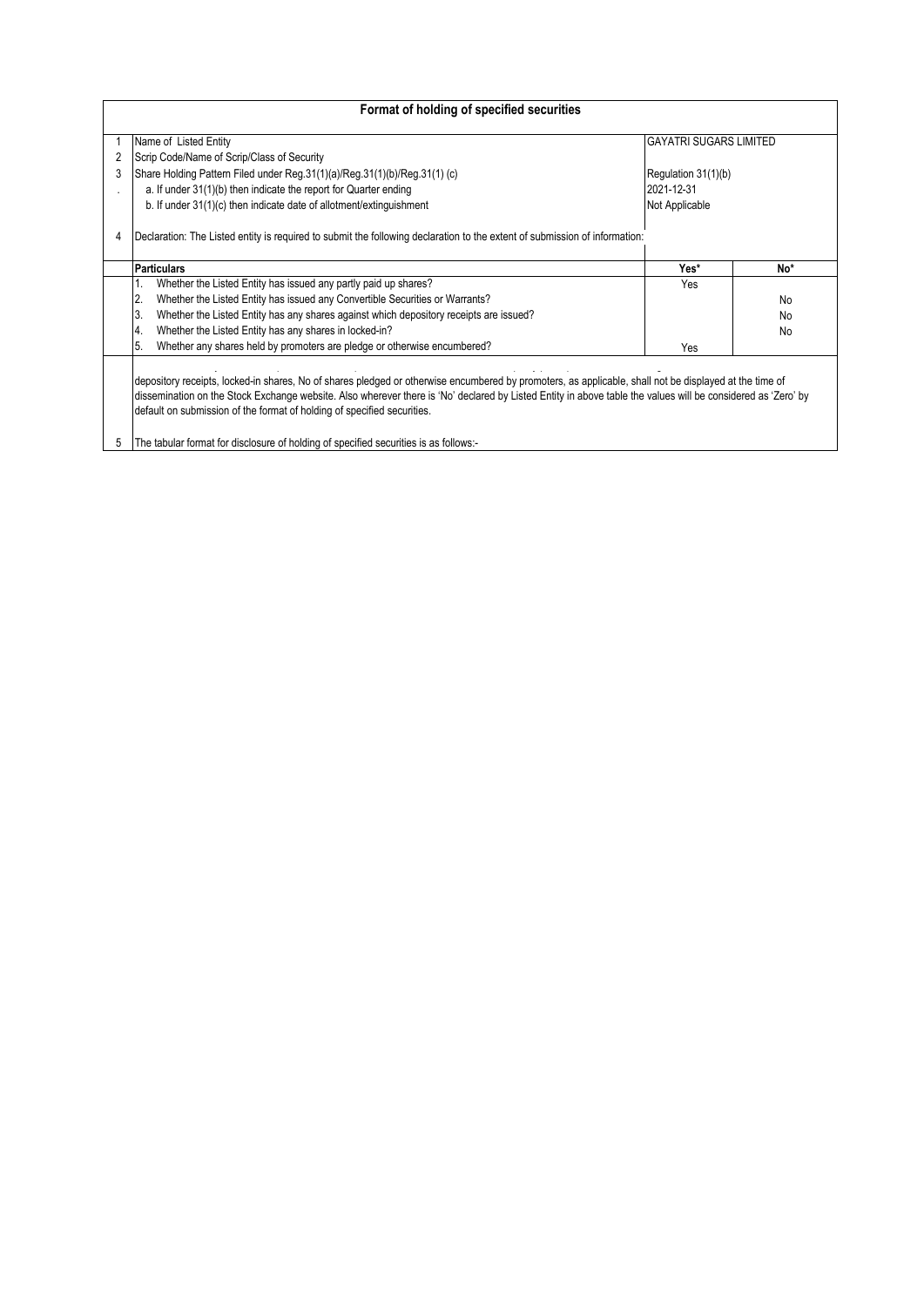## Format of holding of specified securities

| | | | |
|---|---|---|---|
| 1 | Name of Listed Entity | GAYATRI SUGARS LIMITED | |
| 2 | Scrip Code/Name of Scrip/Class of Security | | |
| 3 | Share Holding Pattern Filed under Reg.31(1)(a)/Reg.31(1)(b)/Reg.31(1) (c) | Regulation 31(1)(b) | |
| . | a. If under 31(1)(b) then indicate the report for Quarter ending | 2021-12-31 | |
| | b. If under 31(1)(c) then indicate date of allotment/extinguishment | Not Applicable | |
| 4 | Declaration: The Listed entity is required to submit the following declaration to the extent of submission of information: | | |

| | Particulars | Yes* | No* |
|---|---|---|---|
| | 1. Whether the Listed Entity has issued any partly paid up shares? | Yes | |
| | 2. Whether the Listed Entity has issued any Convertible Securities or Warrants? | | No |
| | 3. Whether the Listed Entity has any shares against which depository receipts are issued? | | No |
| | 4. Whether the Listed Entity has any shares in locked-in? | | No |
| | 5. Whether any shares held by promoters are pledge or otherwise encumbered? | Yes | |

depository receipts, locked-in shares, No of shares pledged or otherwise encumbered by promoters, as applicable, shall not be displayed at the time of dissemination on the Stock Exchange website. Also wherever there is 'No' declared by Listed Entity in above table the values will be considered as 'Zero' by default on submission of the format of holding of specified securities.

5 The tabular format for disclosure of holding of specified securities is as follows:-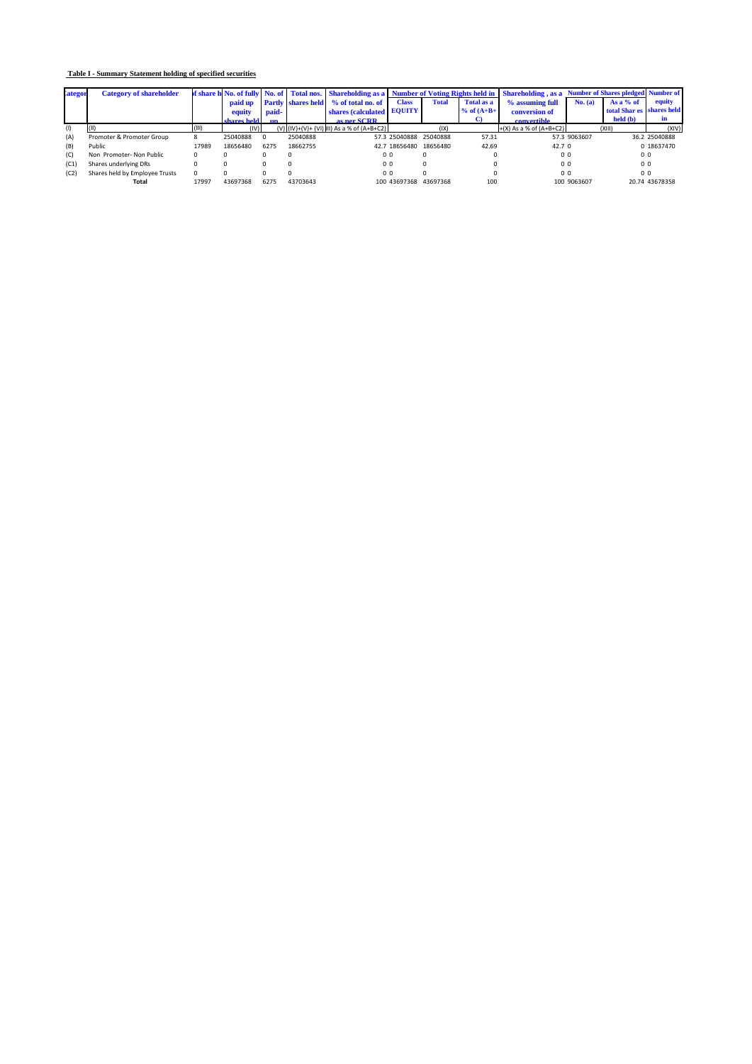**Table I - Summary Statement holding of specified securities**

| Categor | Category of shareholder | f share h | No. of fully paid up equity shares held | No. of Partly paid-up | Total nos. shares held | Shareholding as a % of total no. of shares (calculated as per SCRR | Number of Voting Rights held in | | | Shareholding , as a % assuming full conversion of convertible | Number of Shares pledged | | Number of equity shares held in |
|---|---|---|---|---|---|---|---|---|---|---|---|---|---|
| | | | | | | | Class EQUITY | Total | Total as a % of (A+B+C) | | No. (a) | As a % of total Shar es held (b) | |
| (I) | (II) | (III) | (IV) | (V) | (IV)+(V)+ (VI) | III) As a % of (A+B+C2) | | (IX) | | +(X) As a % of (A+B+C2) | | (XIII) | (XIV) |
| (A) | Promoter & Promoter Group | 8 | 25040888 | 0 | 25040888 | 57.3 | 25040888 | 25040888 | 57.31 | 57.3 | 9063607 | 36.2 | 25040888 |
| (B) | Public | 17989 | 18656480 | 6275 | 18662755 | 42.7 | 18656480 | 18656480 | 42.69 | 42.7 | 0 | 0 | 18637470 |
| (C) | Non Promoter- Non Public | 0 | 0 | 0 | 0 | 0 | 0 | 0 | 0 | 0 | 0 | 0 | 0 |
| (C1) | Shares underlying DRs | 0 | 0 | 0 | 0 | 0 | 0 | 0 | 0 | 0 | 0 | 0 | 0 |
| (C2) | Shares held by Employee Trusts | 0 | 0 | 0 | 0 | 0 | 0 | 0 | 0 | 0 | 0 | 0 | 0 |
| | **Total** | 17997 | 43697368 | 6275 | 43703643 | 100 | 43697368 | 43697368 | 100 | 100 | 9063607 | 20.74 | 43678358 |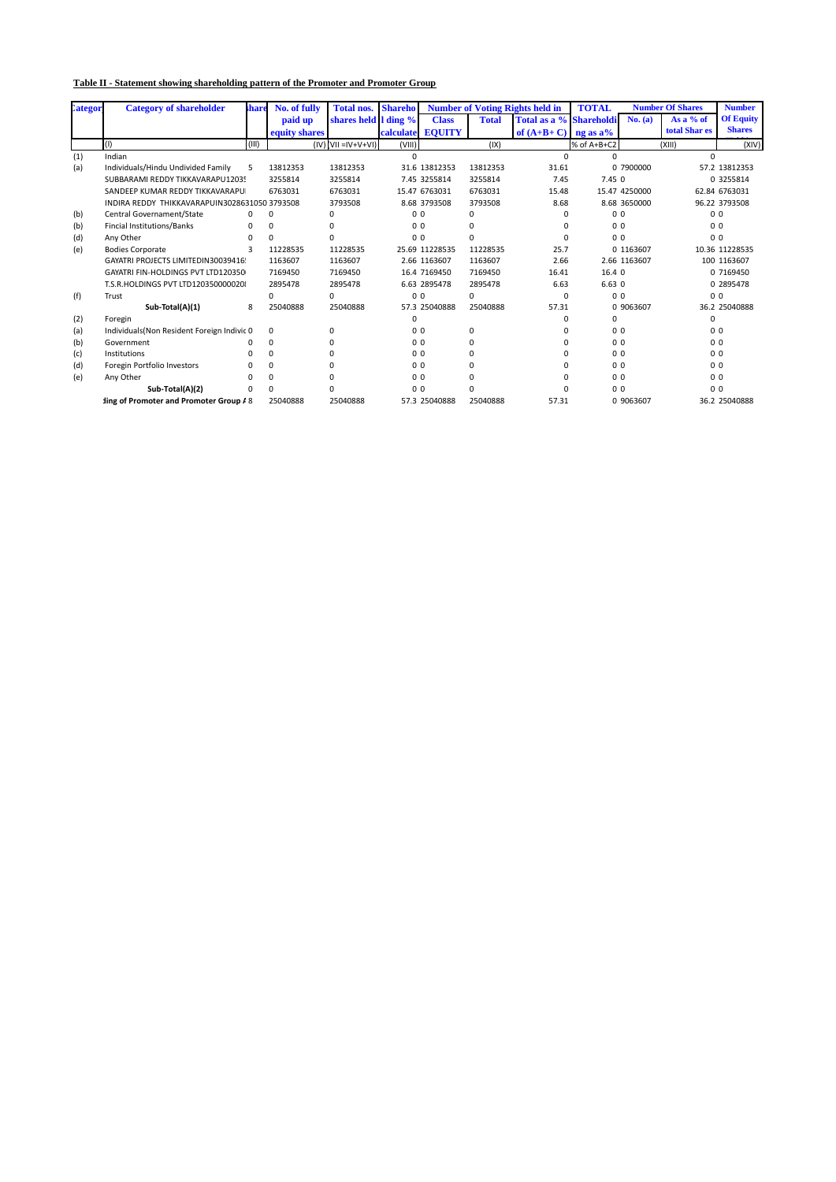**Table II - Statement showing shareholding pattern of the Promoter and Promoter Group**

| Categor | Category of shareholder | share | No. of fully paid up equity shares | Total nos. shares held | Shareho l ding % calculate | Number of Voting Rights held in | | | TOTAL Shareholdi ng as a% | Number Of Shares | | Number Of Equity Shares |
|---|---|---|---|---|---|---|---|---|---|---|---|---|
| | | | | | | Class EQUITY | Total | Total as a % of (A+B+ C) | | No. (a) | As a % of total Shar es | |
| | (I) | (III) | (IV) | VII =IV+V+VI | (VIII) | | (IX) | | % of A+B+C2 | | (XIII) | (XIV) |
| (1) | Indian | | | | 0 | | | 0 | 0 | | 0 | |
| (a) | Individuals/Hindu Undivided Family | 5 | 13812353 | 13812353 | 31.6 | 13812353 | 13812353 | 31.61 | 0 | 7900000 | 57.2 | 13812353 |
| | SUBBARAMI REDDY TIKKAVARAPU1203! | | 3255814 | 3255814 | 7.45 | 3255814 | 3255814 | 7.45 | 7.45 | 0 | 0 | 3255814 |
| | SANDEEP KUMAR REDDY TIKKAVARAPU | | 6763031 | 6763031 | 15.47 | 6763031 | 6763031 | 15.48 | 15.47 | 4250000 | 62.84 | 6763031 |
| | INDIRA REDDY THIKKAVARAPUIN3028631050 | | 3793508 | 3793508 | 8.68 | 3793508 | 3793508 | 8.68 | 8.68 | 3650000 | 96.22 | 3793508 |
| (b) | Central Governament/State | 0 | 0 | 0 | 0 | 0 | 0 | 0 | 0 | 0 | 0 | 0 |
| (b) | Fincial Institutions/Banks | 0 | 0 | 0 | 0 | 0 | 0 | 0 | 0 | 0 | 0 | 0 |
| (d) | Any Other | 0 | 0 | 0 | 0 | 0 | 0 | 0 | 0 | 0 | 0 | 0 |
| (e) | Bodies Corporate | 3 | 11228535 | 11228535 | 25.69 | 11228535 | 11228535 | 25.7 | 0 | 1163607 | 10.36 | 11228535 |
| | GAYATRI PROJECTS LIMITEDIN30039416 | | 1163607 | 1163607 | 2.66 | 1163607 | 1163607 | 2.66 | 2.66 | 1163607 | 100 | 1163607 |
| | GAYATRI FIN-HOLDINGS PVT LTD120350 | | 7169450 | 7169450 | 16.4 | 7169450 | 7169450 | 16.41 | 16.4 | 0 | 0 | 7169450 |
| | T.S.R.HOLDINGS PVT LTD120350000020 | | 2895478 | 2895478 | 6.63 | 2895478 | 2895478 | 6.63 | 6.63 | 0 | 0 | 2895478 |
| (f) | Trust | | 0 | 0 | 0 | 0 | 0 | 0 | 0 | 0 | 0 | 0 |
| | **Sub-Total(A)(1)** | 8 | 25040888 | 25040888 | 57.3 | 25040888 | 25040888 | 57.31 | 0 | 9063607 | 36.2 | 25040888 |
| (2) | Foregin | | | | 0 | | | 0 | 0 | | 0 | |
| (a) | Individuals(Non Resident Foreign Indivic | 0 | 0 | 0 | 0 | 0 | 0 | 0 | 0 | 0 | 0 | 0 |
| (b) | Government | 0 | 0 | 0 | 0 | 0 | 0 | 0 | 0 | 0 | 0 | 0 |
| (c) | Institutions | 0 | 0 | 0 | 0 | 0 | 0 | 0 | 0 | 0 | 0 | 0 |
| (d) | Foregin Portfolio Investors | 0 | 0 | 0 | 0 | 0 | 0 | 0 | 0 | 0 | 0 | 0 |
| (e) | Any Other | 0 | 0 | 0 | 0 | 0 | 0 | 0 | 0 | 0 | 0 | 0 |
| | **Sub-Total(A)(2)** | 0 | 0 | 0 | 0 | 0 | 0 | 0 | 0 | 0 | 0 | 0 |
| | **ding of Promoter and Promoter Group A** | 8 | 25040888 | 25040888 | 57.3 | 25040888 | 25040888 | 57.31 | 0 | 9063607 | 36.2 | 25040888 |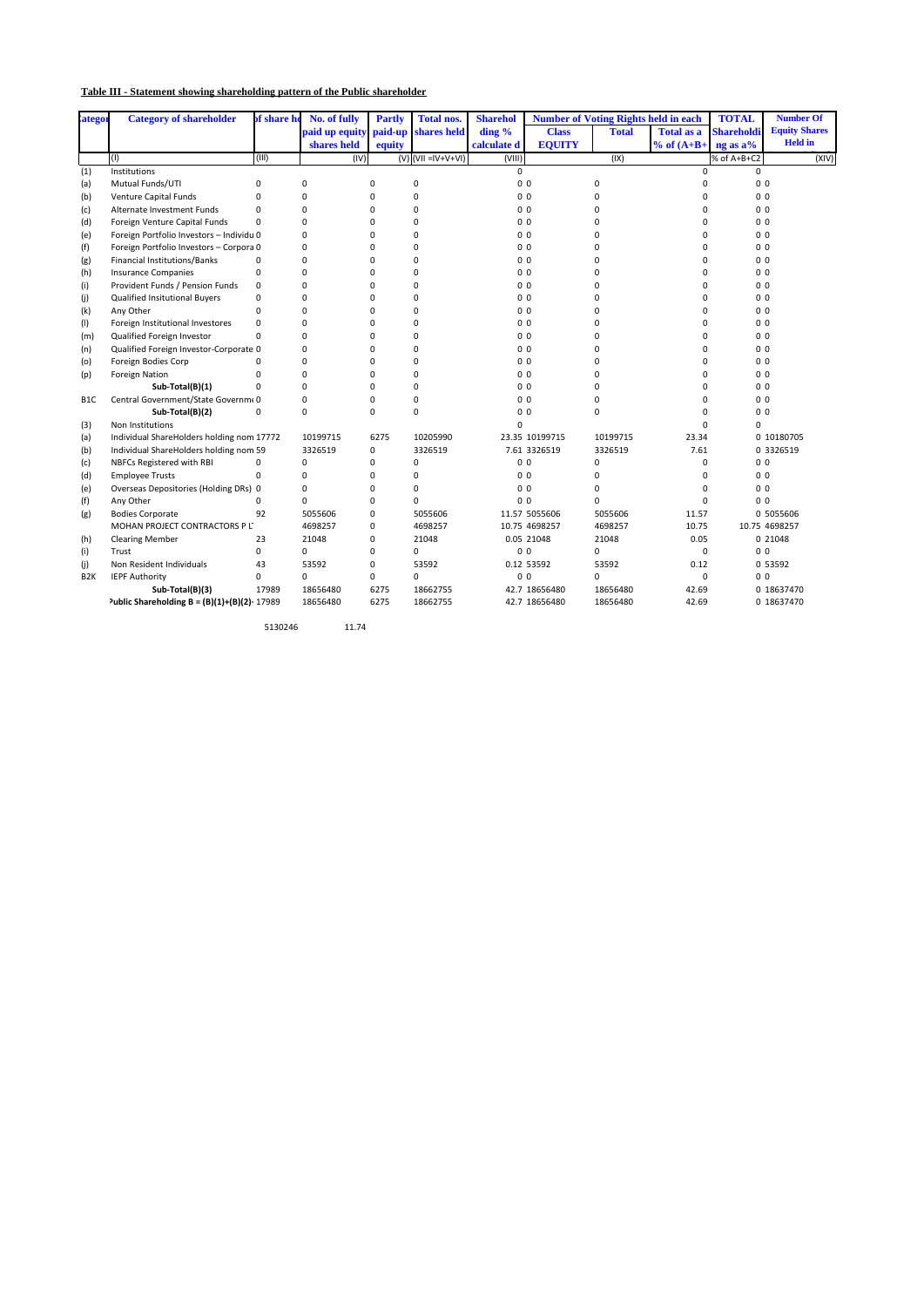**Table III - Statement showing shareholding pattern of the Public shareholder**

| Categor | Category of shareholder | of share ho | No. of fully paid up equity shares held | Partly paid-up equity | Total nos. shares held | Sharehol ding % calculate d | Number of Voting Rights held in each | | | TOTAL Shareholdi ng as a% | Number Of Equity Shares Held in |
|---|---|---|---|---|---|---|---|---|---|---|---|
| | | | | | | | Class EQUITY | Total | Total as a % of (A+B+ | | |
| | (I) | (III) | (IV) | (V) | (VII =IV+V+VI) | (VIII) | | (IX) | | % of A+B+C2 | (XIV) |
| (1) | Institutions | | | | | 0 | | | 0 | 0 | |
| (a) | Mutual Funds/UTI | 0 | 0 | 0 | 0 | 0 | 0 | 0 | 0 | 0 | 0 |
| (b) | Venture Capital Funds | 0 | 0 | 0 | 0 | 0 | 0 | 0 | 0 | 0 | 0 |
| (c) | Alternate Investment Funds | 0 | 0 | 0 | 0 | 0 | 0 | 0 | 0 | 0 | 0 |
| (d) | Foreign Venture Capital Funds | 0 | 0 | 0 | 0 | 0 | 0 | 0 | 0 | 0 | 0 |
| (e) | Foreign Portfolio Investors – Individu | 0 | 0 | 0 | 0 | 0 | 0 | 0 | 0 | 0 | 0 |
| (f) | Foreign Portfolio Investors – Corpora | 0 | 0 | 0 | 0 | 0 | 0 | 0 | 0 | 0 | 0 |
| (g) | Financial Institutions/Banks | 0 | 0 | 0 | 0 | 0 | 0 | 0 | 0 | 0 | 0 |
| (h) | Insurance Companies | 0 | 0 | 0 | 0 | 0 | 0 | 0 | 0 | 0 | 0 |
| (i) | Provident Funds / Pension Funds | 0 | 0 | 0 | 0 | 0 | 0 | 0 | 0 | 0 | 0 |
| (j) | Qualified Insitutional Buyers | 0 | 0 | 0 | 0 | 0 | 0 | 0 | 0 | 0 | 0 |
| (k) | Any Other | 0 | 0 | 0 | 0 | 0 | 0 | 0 | 0 | 0 | 0 |
| (l) | Foreign Institutional Investores | 0 | 0 | 0 | 0 | 0 | 0 | 0 | 0 | 0 | 0 |
| (m) | Qualified Foreign Investor | 0 | 0 | 0 | 0 | 0 | 0 | 0 | 0 | 0 | 0 |
| (n) | Qualified Foreign Investor-Corporate | 0 | 0 | 0 | 0 | 0 | 0 | 0 | 0 | 0 | 0 |
| (o) | Foreign Bodies Corp | 0 | 0 | 0 | 0 | 0 | 0 | 0 | 0 | 0 | 0 |
| (p) | Foreign Nation | 0 | 0 | 0 | 0 | 0 | 0 | 0 | 0 | 0 | 0 |
| | Sub-Total(B)(1) | 0 | 0 | 0 | 0 | 0 | 0 | 0 | 0 | 0 | 0 |
| B1C | Central Government/State Governm | 0 | 0 | 0 | 0 | 0 | 0 | 0 | 0 | 0 | 0 |
| | Sub-Total(B)(2) | 0 | 0 | 0 | 0 | 0 | 0 | 0 | 0 | 0 | 0 |
| (3) | Non Institutions | | | | | 0 | | | 0 | 0 | |
| (a) | Individual ShareHolders holding nom | 17772 | 10199715 | 6275 | 10205990 | 23.35 | 10199715 | 10199715 | 23.34 | 0 | 10180705 |
| (b) | Individual ShareHolders holding nom | 59 | 3326519 | 0 | 3326519 | 7.61 | 3326519 | 3326519 | 7.61 | 0 | 3326519 |
| (c) | NBFCs Registered with RBI | 0 | 0 | 0 | 0 | 0 | 0 | 0 | 0 | 0 | 0 |
| (d) | Employee Trusts | 0 | 0 | 0 | 0 | 0 | 0 | 0 | 0 | 0 | 0 |
| (e) | Overseas Depositories (Holding DRs) | 0 | 0 | 0 | 0 | 0 | 0 | 0 | 0 | 0 | 0 |
| (f) | Any Other | 0 | 0 | 0 | 0 | 0 | 0 | 0 | 0 | 0 | 0 |
| (g) | Bodies Corporate | 92 | 5055606 | 0 | 5055606 | 11.57 | 5055606 | 5055606 | 11.57 | 0 | 5055606 |
| | MOHAN PROJECT CONTRACTORS P L | | 4698257 | 0 | 4698257 | 10.75 | 4698257 | 4698257 | 10.75 | 10.75 | 4698257 |
| (h) | Clearing Member | 23 | 21048 | 0 | 21048 | 0.05 | 21048 | 21048 | 0.05 | 0 | 21048 |
| (i) | Trust | 0 | 0 | 0 | 0 | 0 | 0 | 0 | 0 | 0 | 0 |
| (j) | Non Resident Individuals | 43 | 53592 | 0 | 53592 | 0.12 | 53592 | 53592 | 0.12 | 0 | 53592 |
| B2K | IEPF Authority | 0 | 0 | 0 | 0 | 0 | 0 | 0 | 0 | 0 | 0 |
| | Sub-Total(B)(3) | 17989 | 18656480 | 6275 | 18662755 | 42.7 | 18656480 | 18656480 | 42.69 | 0 | 18637470 |
| | Public Shareholding B = (B)(1)+(B)(2)+ | 17989 | 18656480 | 6275 | 18662755 | 42.7 | 18656480 | 18656480 | 42.69 | 0 | 18637470 |

5130246 11.74